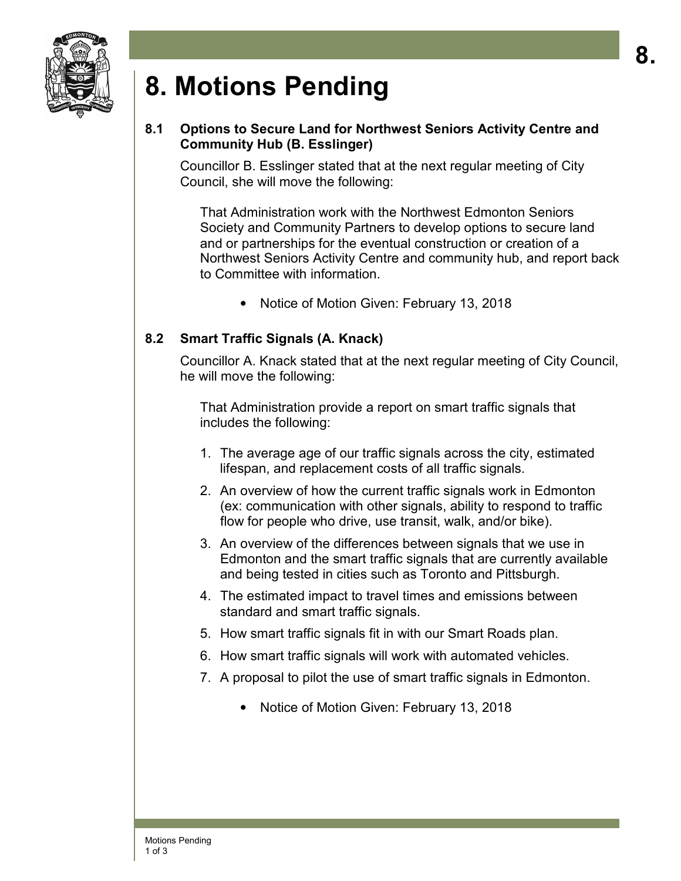# 8. Motions Pending

### 8.1 Options to Secure Land for Northwest Seniors Activity Centre and Community Hub (B. Esslinger)

Councillor B. Esslinger stated that at the next regular meeting of City Council, she will move the following:

> That Administration work with the Northwest Edmonton Seniors Society and Community Partners to develop options to secure land and or partnerships for the eventual construction or creation of a Northwest Seniors Activity Centre and community hub, and report back to Committee with information.
>
> - Notice of Motion Given: February 13, 2018

### 8.2 Smart Traffic Signals (A. Knack)

Councillor A. Knack stated that at the next regular meeting of City Council, he will move the following:

> That Administration provide a report on smart traffic signals that includes the following:
>
> 1. The average age of our traffic signals across the city, estimated lifespan, and replacement costs of all traffic signals.
> 2. An overview of how the current traffic signals work in Edmonton (ex: communication with other signals, ability to respond to traffic flow for people who drive, use transit, walk, and/or bike).
> 3. An overview of the differences between signals that we use in Edmonton and the smart traffic signals that are currently available and being tested in cities such as Toronto and Pittsburgh.
> 4. The estimated impact to travel times and emissions between standard and smart traffic signals.
> 5. How smart traffic signals fit in with our Smart Roads plan.
> 6. How smart traffic signals will work with automated vehicles.
> 7. A proposal to pilot the use of smart traffic signals in Edmonton.
>
> - Notice of Motion Given: February 13, 2018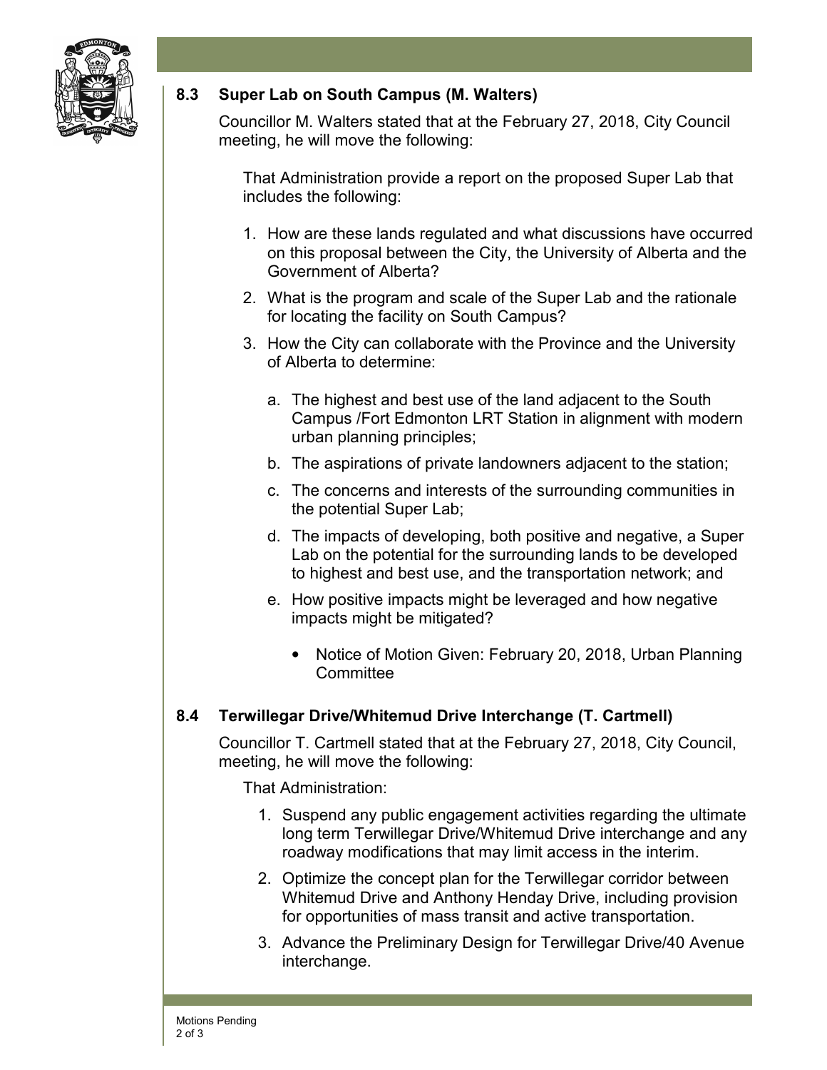## 8.3 Super Lab on South Campus (M. Walters)

Councillor M. Walters stated that at the February 27, 2018, City Council meeting, he will move the following:

That Administration provide a report on the proposed Super Lab that includes the following:

1. How are these lands regulated and what discussions have occurred on this proposal between the City, the University of Alberta and the Government of Alberta?
2. What is the program and scale of the Super Lab and the rationale for locating the facility on South Campus?
3. How the City can collaborate with the Province and the University of Alberta to determine:
   a. The highest and best use of the land adjacent to the South Campus /Fort Edmonton LRT Station in alignment with modern urban planning principles;
   b. The aspirations of private landowners adjacent to the station;
   c. The concerns and interests of the surrounding communities in the potential Super Lab;
   d. The impacts of developing, both positive and negative, a Super Lab on the potential for the surrounding lands to be developed to highest and best use, and the transportation network; and
   e. How positive impacts might be leveraged and how negative impacts might be mitigated?
      - Notice of Motion Given: February 20, 2018, Urban Planning Committee

## 8.4 Terwillegar Drive/Whitemud Drive Interchange (T. Cartmell)

Councillor T. Cartmell stated that at the February 27, 2018, City Council, meeting, he will move the following:

That Administration:

1. Suspend any public engagement activities regarding the ultimate long term Terwillegar Drive/Whitemud Drive interchange and any roadway modifications that may limit access in the interim.
2. Optimize the concept plan for the Terwillegar corridor between Whitemud Drive and Anthony Henday Drive, including provision for opportunities of mass transit and active transportation.
3. Advance the Preliminary Design for Terwillegar Drive/40 Avenue interchange.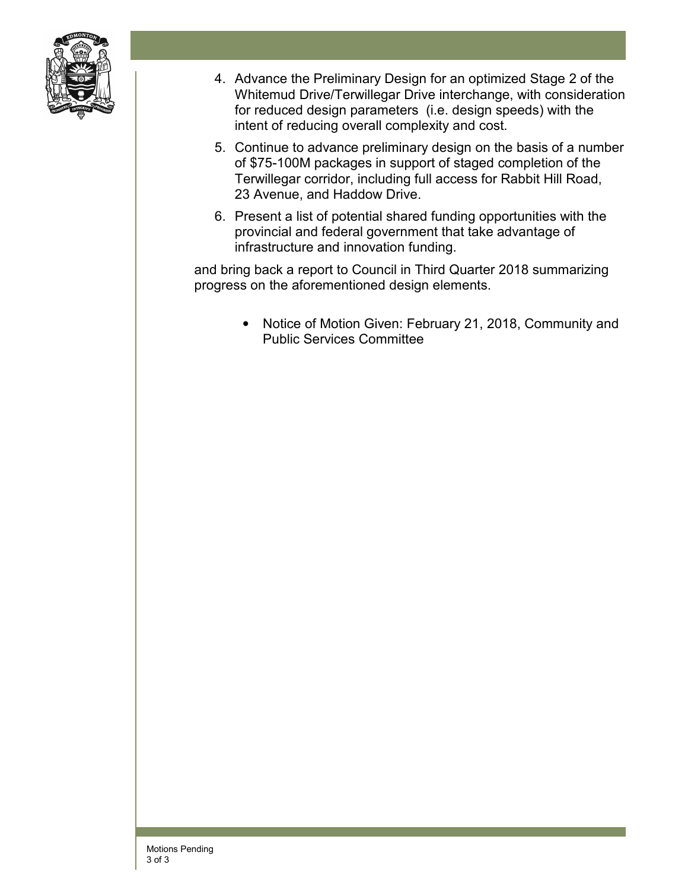4. Advance the Preliminary Design for an optimized Stage 2 of the Whitemud Drive/Terwillegar Drive interchange, with consideration for reduced design parameters (i.e. design speeds) with the intent of reducing overall complexity and cost.
5. Continue to advance preliminary design on the basis of a number of $75-100M packages in support of staged completion of the Terwillegar corridor, including full access for Rabbit Hill Road, 23 Avenue, and Haddow Drive.
6. Present a list of potential shared funding opportunities with the provincial and federal government that take advantage of infrastructure and innovation funding.

and bring back a report to Council in Third Quarter 2018 summarizing progress on the aforementioned design elements.

- Notice of Motion Given: February 21, 2018, Community and Public Services Committee